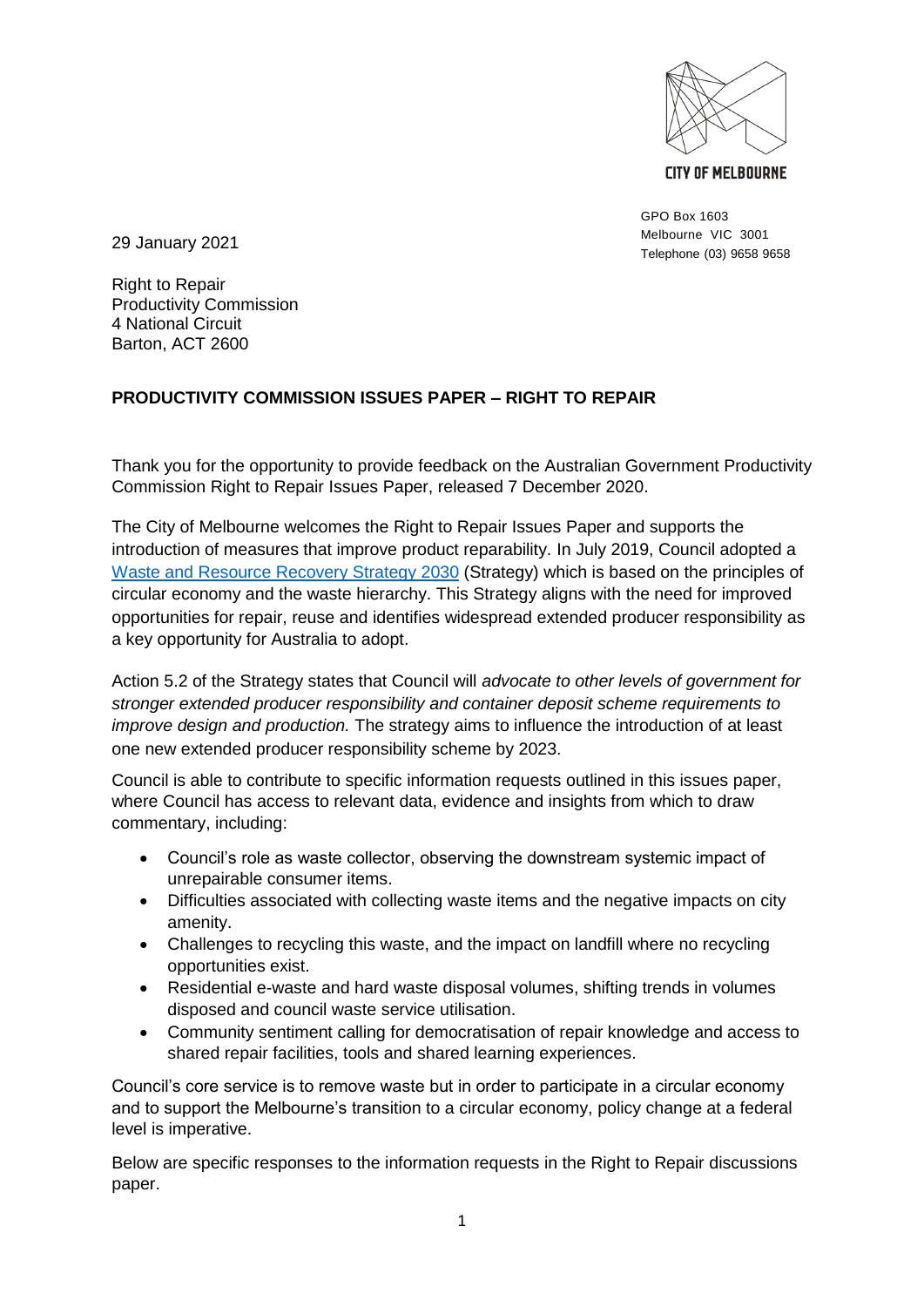CITY OF MELBOURNE

GPO Box 1603
Melbourne VIC 3001
Telephone (03) 9658 9658

29 January 2021

Right to Repair
Productivity Commission
4 National Circuit
Barton, ACT 2600

**PRODUCTIVITY COMMISSION ISSUES PAPER – RIGHT TO REPAIR**

Thank you for the opportunity to provide feedback on the Australian Government Productivity Commission Right to Repair Issues Paper, released 7 December 2020.

The City of Melbourne welcomes the Right to Repair Issues Paper and supports the introduction of measures that improve product reparability. In July 2019, Council adopted a Waste and Resource Recovery Strategy 2030 (Strategy) which is based on the principles of circular economy and the waste hierarchy. This Strategy aligns with the need for improved opportunities for repair, reuse and identifies widespread extended producer responsibility as a key opportunity for Australia to adopt.

Action 5.2 of the Strategy states that Council will *advocate to other levels of government for stronger extended producer responsibility and container deposit scheme requirements to improve design and production.* The strategy aims to influence the introduction of at least one new extended producer responsibility scheme by 2023.

Council is able to contribute to specific information requests outlined in this issues paper, where Council has access to relevant data, evidence and insights from which to draw commentary, including:

- Council's role as waste collector, observing the downstream systemic impact of unrepairable consumer items.
- Difficulties associated with collecting waste items and the negative impacts on city amenity.
- Challenges to recycling this waste, and the impact on landfill where no recycling opportunities exist.
- Residential e-waste and hard waste disposal volumes, shifting trends in volumes disposed and council waste service utilisation.
- Community sentiment calling for democratisation of repair knowledge and access to shared repair facilities, tools and shared learning experiences.

Council's core service is to remove waste but in order to participate in a circular economy and to support the Melbourne's transition to a circular economy, policy change at a federal level is imperative.

Below are specific responses to the information requests in the Right to Repair discussions paper.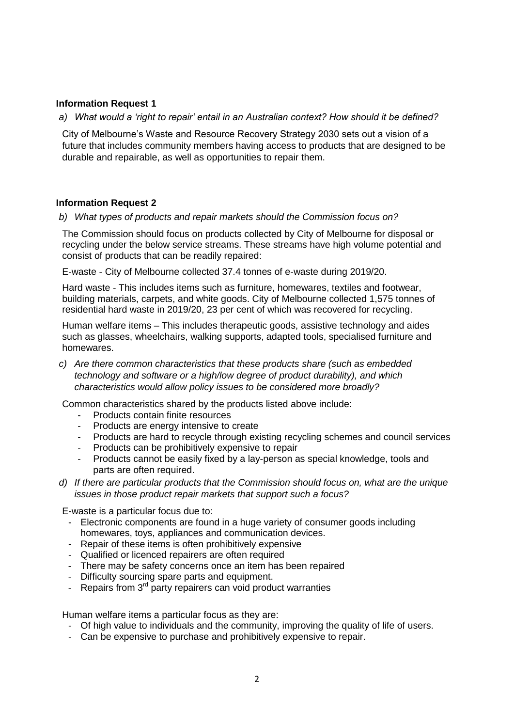**Information Request 1**

*a) What would a 'right to repair' entail in an Australian context? How should it be defined?*

City of Melbourne's Waste and Resource Recovery Strategy 2030 sets out a vision of a future that includes community members having access to products that are designed to be durable and repairable, as well as opportunities to repair them.

**Information Request 2**

*b) What types of products and repair markets should the Commission focus on?*

The Commission should focus on products collected by City of Melbourne for disposal or recycling under the below service streams. These streams have high volume potential and consist of products that can be readily repaired:

E-waste - City of Melbourne collected 37.4 tonnes of e-waste during 2019/20.

Hard waste - This includes items such as furniture, homewares, textiles and footwear, building materials, carpets, and white goods. City of Melbourne collected 1,575 tonnes of residential hard waste in 2019/20, 23 per cent of which was recovered for recycling.

Human welfare items – This includes therapeutic goods, assistive technology and aides such as glasses, wheelchairs, walking supports, adapted tools, specialised furniture and homewares.

*c) Are there common characteristics that these products share (such as embedded technology and software or a high/low degree of product durability), and which characteristics would allow policy issues to be considered more broadly?*

Common characteristics shared by the products listed above include:

- Products contain finite resources
- Products are energy intensive to create
- Products are hard to recycle through existing recycling schemes and council services
- Products can be prohibitively expensive to repair
- Products cannot be easily fixed by a lay-person as special knowledge, tools and parts are often required.

*d) If there are particular products that the Commission should focus on, what are the unique issues in those product repair markets that support such a focus?*

E-waste is a particular focus due to:

- Electronic components are found in a huge variety of consumer goods including homewares, toys, appliances and communication devices.
- Repair of these items is often prohibitively expensive
- Qualified or licenced repairers are often required
- There may be safety concerns once an item has been repaired
- Difficulty sourcing spare parts and equipment.
- Repairs from 3rd party repairers can void product warranties

Human welfare items a particular focus as they are:

- Of high value to individuals and the community, improving the quality of life of users.
- Can be expensive to purchase and prohibitively expensive to repair.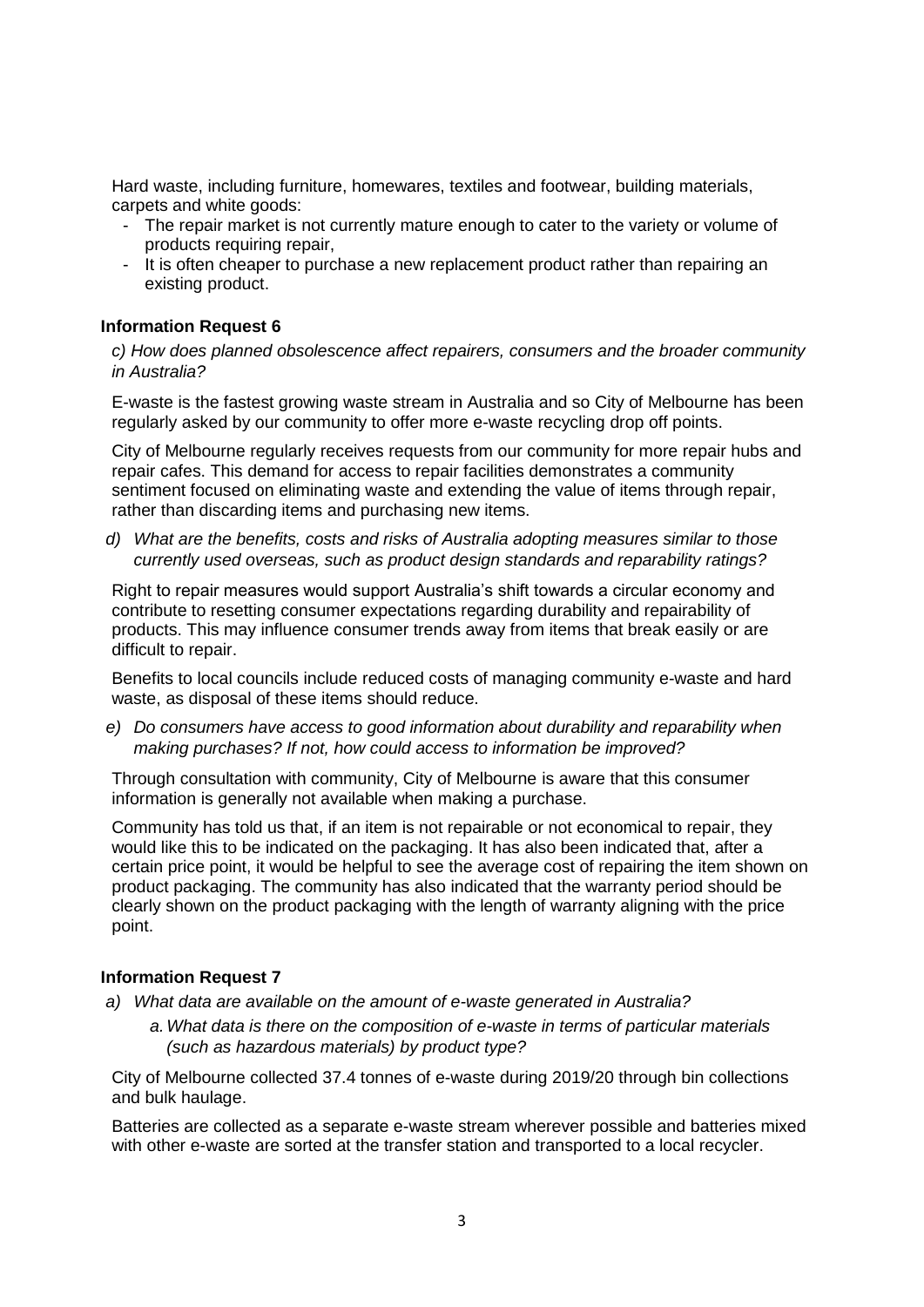Hard waste, including furniture, homewares, textiles and footwear, building materials, carpets and white goods:

- The repair market is not currently mature enough to cater to the variety or volume of products requiring repair,
- It is often cheaper to purchase a new replacement product rather than repairing an existing product.

### Information Request 6

*c) How does planned obsolescence affect repairers, consumers and the broader community in Australia?*

E-waste is the fastest growing waste stream in Australia and so City of Melbourne has been regularly asked by our community to offer more e-waste recycling drop off points.

City of Melbourne regularly receives requests from our community for more repair hubs and repair cafes. This demand for access to repair facilities demonstrates a community sentiment focused on eliminating waste and extending the value of items through repair, rather than discarding items and purchasing new items.

*d) What are the benefits, costs and risks of Australia adopting measures similar to those currently used overseas, such as product design standards and reparability ratings?*

Right to repair measures would support Australia's shift towards a circular economy and contribute to resetting consumer expectations regarding durability and repairability of products. This may influence consumer trends away from items that break easily or are difficult to repair.

Benefits to local councils include reduced costs of managing community e-waste and hard waste, as disposal of these items should reduce.

*e) Do consumers have access to good information about durability and reparability when making purchases? If not, how could access to information be improved?*

Through consultation with community, City of Melbourne is aware that this consumer information is generally not available when making a purchase.

Community has told us that, if an item is not repairable or not economical to repair, they would like this to be indicated on the packaging. It has also been indicated that, after a certain price point, it would be helpful to see the average cost of repairing the item shown on product packaging. The community has also indicated that the warranty period should be clearly shown on the product packaging with the length of warranty aligning with the price point.

### Information Request 7

*a) What data are available on the amount of e-waste generated in Australia?*

*a. What data is there on the composition of e-waste in terms of particular materials (such as hazardous materials) by product type?*

City of Melbourne collected 37.4 tonnes of e-waste during 2019/20 through bin collections and bulk haulage.

Batteries are collected as a separate e-waste stream wherever possible and batteries mixed with other e-waste are sorted at the transfer station and transported to a local recycler.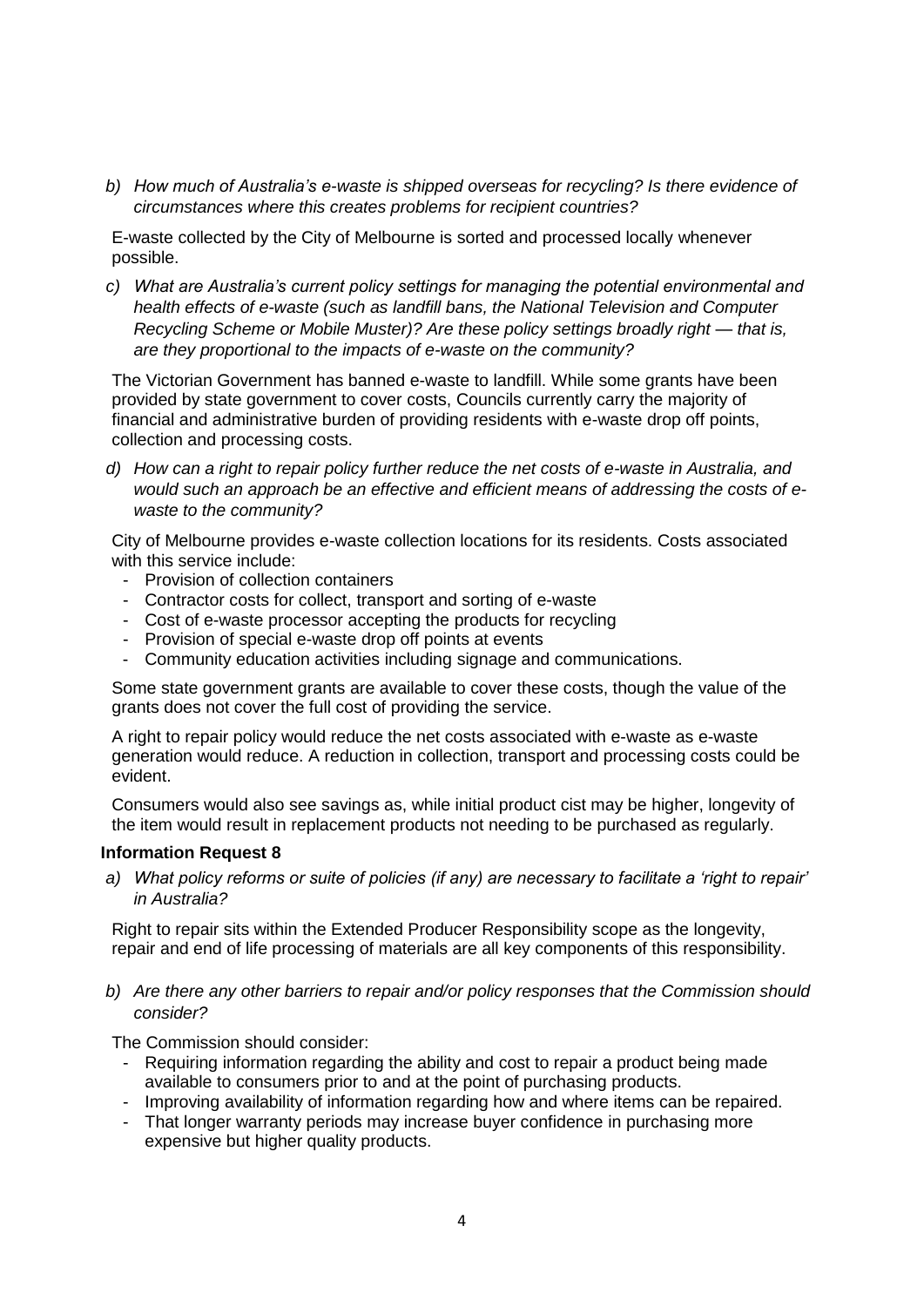b) *How much of Australia's e-waste is shipped overseas for recycling? Is there evidence of circumstances where this creates problems for recipient countries?*

E-waste collected by the City of Melbourne is sorted and processed locally whenever possible.

c) *What are Australia's current policy settings for managing the potential environmental and health effects of e-waste (such as landfill bans, the National Television and Computer Recycling Scheme or Mobile Muster)? Are these policy settings broadly right — that is, are they proportional to the impacts of e-waste on the community?*

The Victorian Government has banned e-waste to landfill. While some grants have been provided by state government to cover costs, Councils currently carry the majority of financial and administrative burden of providing residents with e-waste drop off points, collection and processing costs.

d) *How can a right to repair policy further reduce the net costs of e-waste in Australia, and would such an approach be an effective and efficient means of addressing the costs of e-waste to the community?*

City of Melbourne provides e-waste collection locations for its residents. Costs associated with this service include:

- Provision of collection containers
- Contractor costs for collect, transport and sorting of e-waste
- Cost of e-waste processor accepting the products for recycling
- Provision of special e-waste drop off points at events
- Community education activities including signage and communications.

Some state government grants are available to cover these costs, though the value of the grants does not cover the full cost of providing the service.

A right to repair policy would reduce the net costs associated with e-waste as e-waste generation would reduce. A reduction in collection, transport and processing costs could be evident.

Consumers would also see savings as, while initial product cist may be higher, longevity of the item would result in replacement products not needing to be purchased as regularly.

**Information Request 8**

a) *What policy reforms or suite of policies (if any) are necessary to facilitate a 'right to repair' in Australia?*

Right to repair sits within the Extended Producer Responsibility scope as the longevity, repair and end of life processing of materials are all key components of this responsibility.

b) *Are there any other barriers to repair and/or policy responses that the Commission should consider?*

The Commission should consider:

- Requiring information regarding the ability and cost to repair a product being made available to consumers prior to and at the point of purchasing products.
- Improving availability of information regarding how and where items can be repaired.
- That longer warranty periods may increase buyer confidence in purchasing more expensive but higher quality products.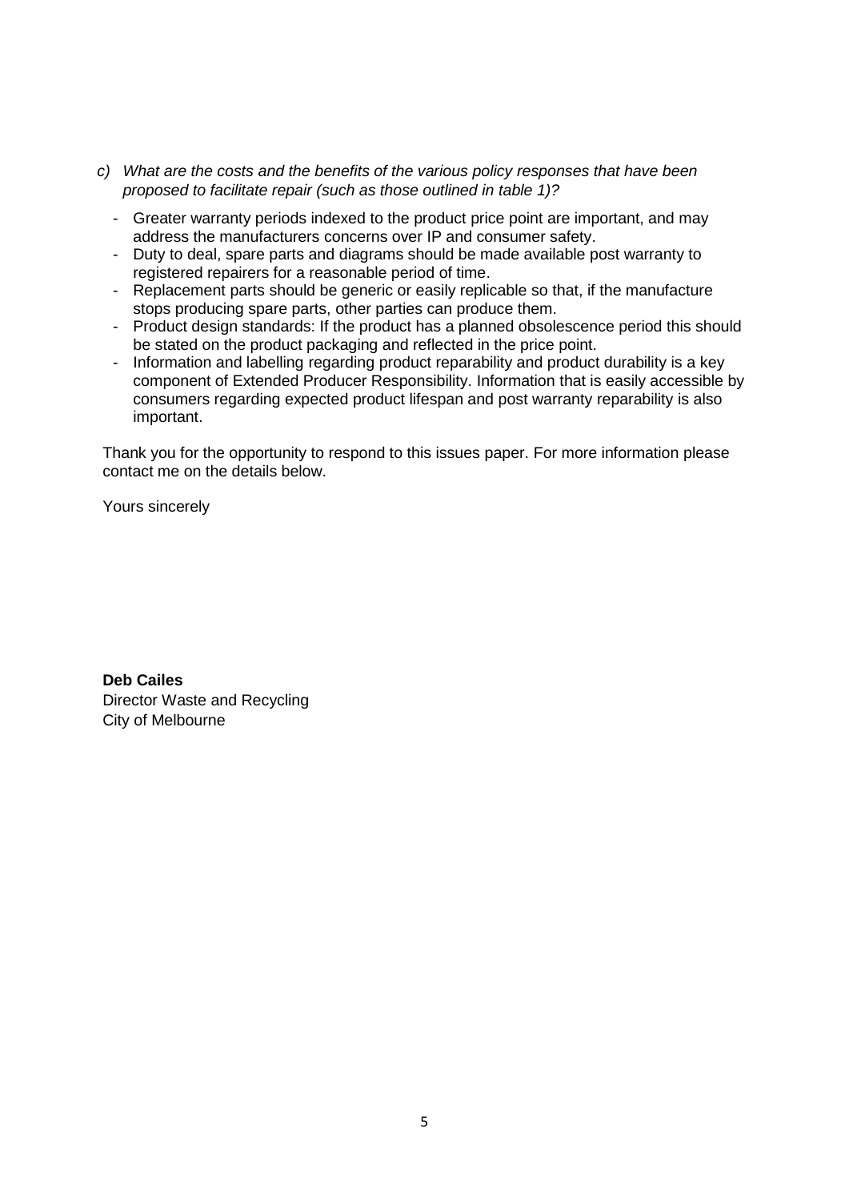c) *What are the costs and the benefits of the various policy responses that have been proposed to facilitate repair (such as those outlined in table 1)?*

- Greater warranty periods indexed to the product price point are important, and may address the manufacturers concerns over IP and consumer safety.
- Duty to deal, spare parts and diagrams should be made available post warranty to registered repairers for a reasonable period of time.
- Replacement parts should be generic or easily replicable so that, if the manufacture stops producing spare parts, other parties can produce them.
- Product design standards: If the product has a planned obsolescence period this should be stated on the product packaging and reflected in the price point.
- Information and labelling regarding product reparability and product durability is a key component of Extended Producer Responsibility. Information that is easily accessible by consumers regarding expected product lifespan and post warranty reparability is also important.

Thank you for the opportunity to respond to this issues paper. For more information please contact me on the details below.

Yours sincerely

**Deb Cailes**
Director Waste and Recycling
City of Melbourne